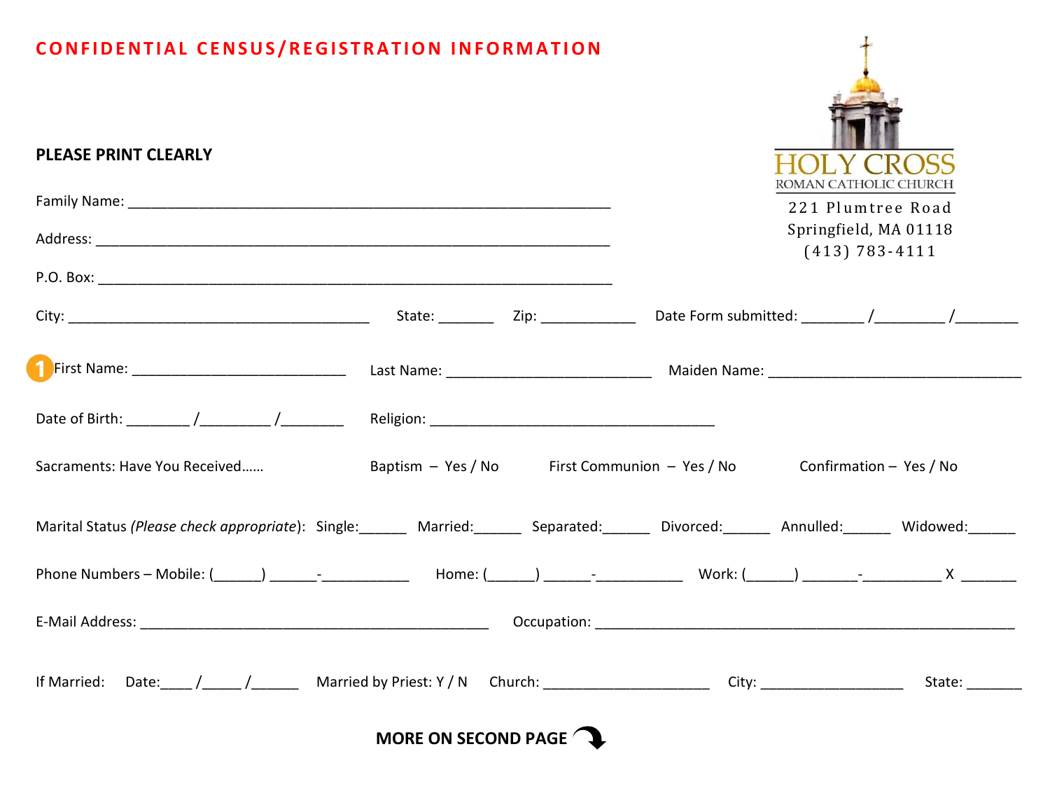# CONFIDENTIAL CENSUS/REGISTRATION INFORMATION

HOLY CROSS
ROMAN CATHOLIC CHURCH
221 Plumtree Road
Springfield, MA 01118
(413) 783-4111

**PLEASE PRINT CLEARLY**

Family Name: ____________________________________________________________

Address: ______________________________________________________________

P.O. Box: ______________________________________________________________

City: _____________________________________ State: _______ Zip: ____________ Date Form submitted: ________ /_________ /________

1 First Name: ___________________________ Last Name: __________________________ Maiden Name: _________________________________

Date of Birth: ________ /_________ /________ Religion: _____________________________________

Sacraments: Have You Received…… Baptism – Yes / No First Communion – Yes / No Confirmation – Yes / No

Marital Status *(Please check appropriate)*: Single:______ Married:______ Separated:______ Divorced:______ Annulled:______ Widowed:______

Phone Numbers – Mobile: (______) ______-___________ Home: (______) ______-___________ Work: (______) _______-__________ X _______

E-Mail Address: ____________________________________________ Occupation: ______________________________________________________

If Married: Date:____ /_____ /______ Married by Priest: Y / N Church: _____________________ City: __________________ State: _______

**MORE ON SECOND PAGE**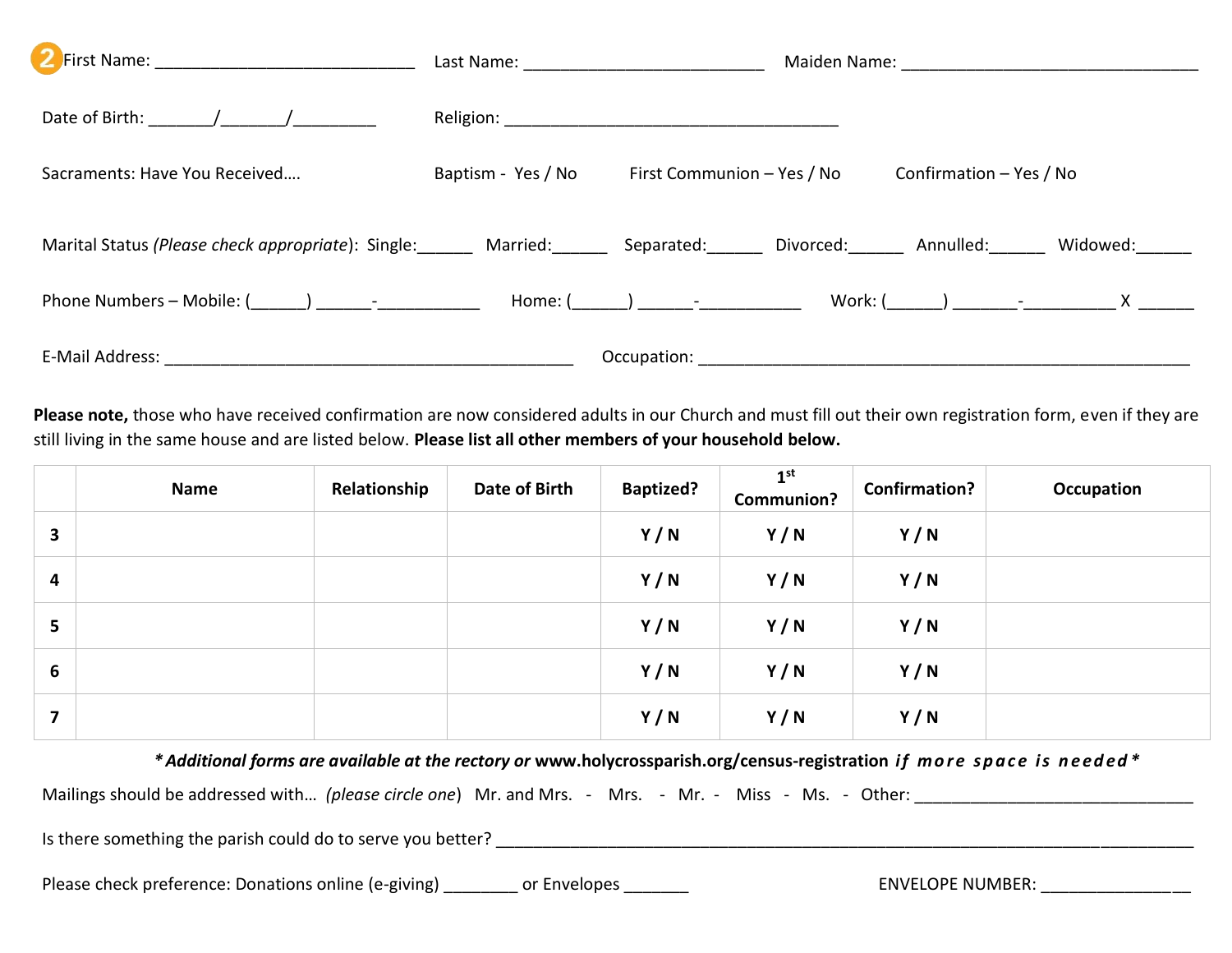2 First Name: ____________________________ Last Name: __________________________ Maiden Name: _________________________________

Date of Birth: _______/_______/_________ Religion: _____________________________________

Sacraments: Have You Received…. Baptism - Yes / No First Communion – Yes / No Confirmation – Yes / No

Marital Status *(Please check appropriate)*: Single:______ Married:______ Separated:______ Divorced:______ Annulled:______ Widowed:______

Phone Numbers – Mobile: (______) ______-___________ Home: (______) ______-___________ Work: (______) _______-__________ X ______

E-Mail Address: _____________________________________________ Occupation: ______________________________________________________

**Please note,** those who have received confirmation are now considered adults in our Church and must fill out their own registration form, even if they are still living in the same house and are listed below. **Please list all other members of your household below.**

| | Name | Relationship | Date of Birth | Baptized? | 1st Communion? | Confirmation? | Occupation |
|---|---|---|---|---|---|---|---|
| 3 | | | | Y / N | Y / N | Y / N | |
| 4 | | | | Y / N | Y / N | Y / N | |
| 5 | | | | Y / N | Y / N | Y / N | |
| 6 | | | | Y / N | Y / N | Y / N | |
| 7 | | | | Y / N | Y / N | Y / N | |

***Additional forms are available at the rectory or** www.holycrossparish.org/census-registration ***if more space is needed****

Mailings should be addressed with… *(please circle one)* Mr. and Mrs. - Mrs. - Mr. - Miss - Ms. - Other: ______________________________

Is there something the parish could do to serve you better? ___________________________________________________________________________

Please check preference: Donations online (e-giving) ________ or Envelopes _______ ENVELOPE NUMBER: ________________